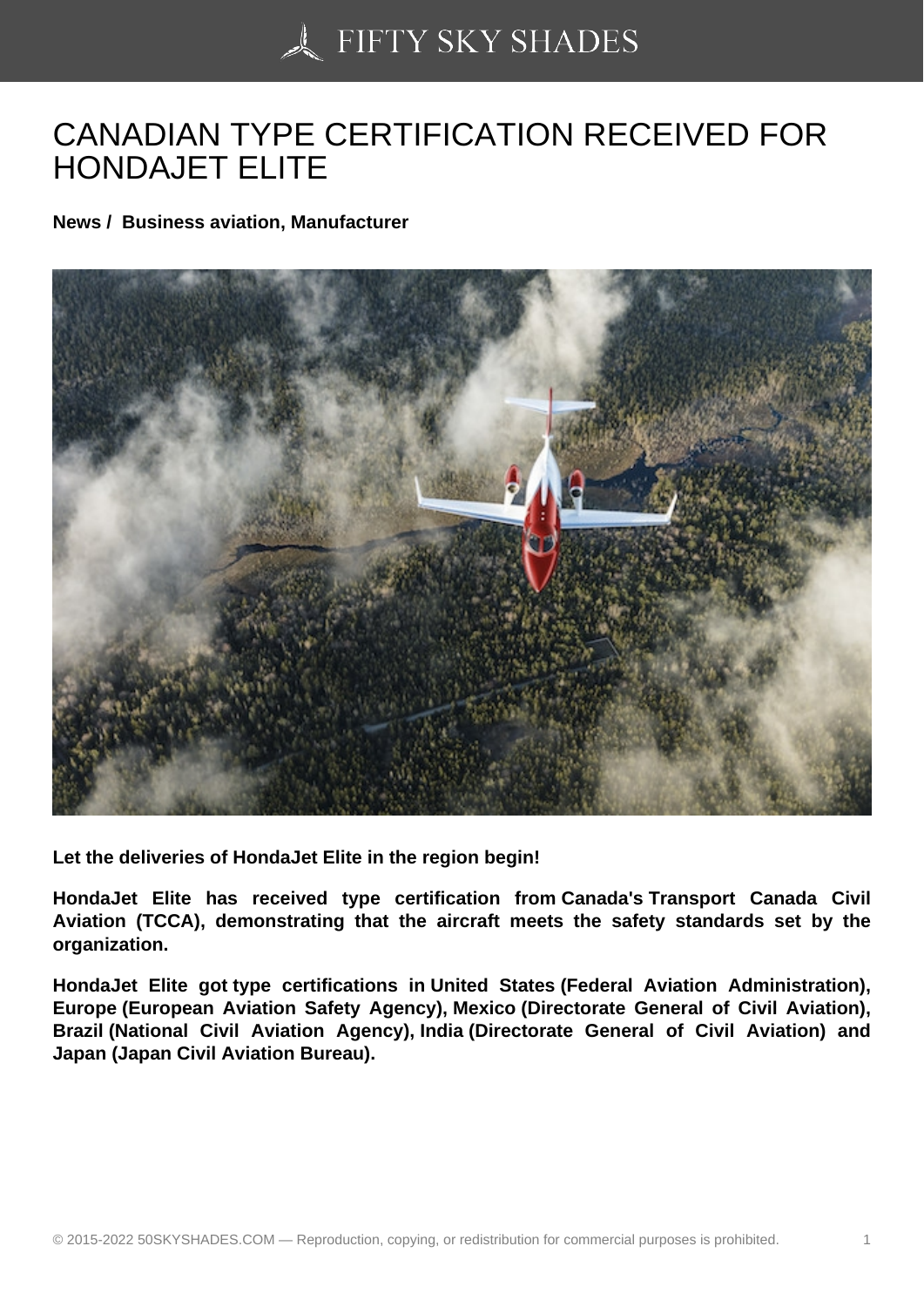# CANADIAN TYPE CERTIFICATION RECEIVED FOR HONDAJET ELITE

**News / Business aviation, Manufacturer**

**Let the deliveries of HondaJet Elite in the region begin!**

**HondaJet Elite has received type certification from Canada's Transport Canada Civil Aviation (TCCA), demonstrating that the aircraft meets the safety standards set by the organization.**

**HondaJet Elite got type certifications in United States (Federal Aviation Administration), Europe (European Aviation Safety Agency), Mexico (Directorate General of Civil Aviation), Brazil (National Civil Aviation Agency), India (Directorate General of Civil Aviation) and Japan (Japan Civil Aviation Bureau).**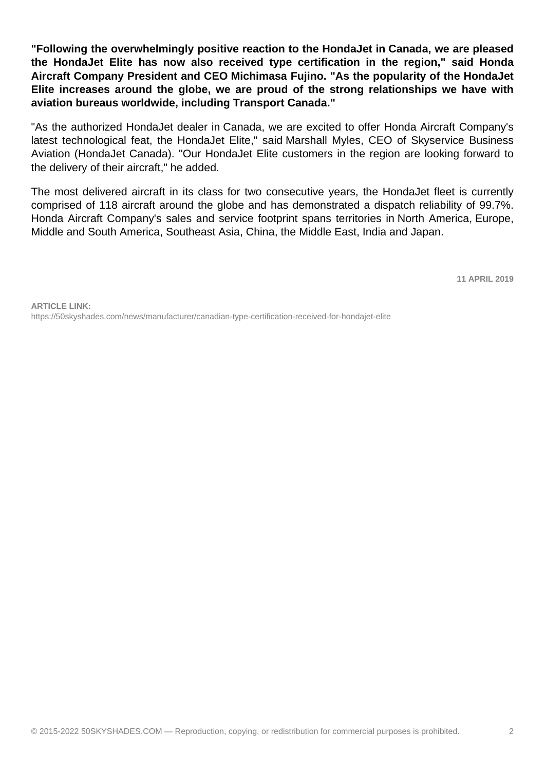**"Following the overwhelmingly positive reaction to the HondaJet in Canada, we are pleased the HondaJet Elite has now also received type certification in the region," said Honda Aircraft Company President and CEO Michimasa Fujino. "As the popularity of the HondaJet Elite increases around the globe, we are proud of the strong relationships we have with aviation bureaus worldwide, including Transport Canada."**

"As the authorized HondaJet dealer in Canada, we are excited to offer Honda Aircraft Company's latest technological feat, the HondaJet Elite," said Marshall Myles, CEO of Skyservice Business Aviation (HondaJet Canada). "Our HondaJet Elite customers in the region are looking forward to the delivery of their aircraft," he added.

The most delivered aircraft in its class for two consecutive years, the HondaJet fleet is currently comprised of 118 aircraft around the globe and has demonstrated a dispatch reliability of 99.7%. Honda Aircraft Company's sales and service footprint spans territories in North America, Europe, Middle and South America, Southeast Asia, China, the Middle East, India and Japan.

**11 APRIL 2019**

**ARTICLE LINK:**
https://50skyshades.com/news/manufacturer/canadian-type-certification-received-for-hondajet-elite

© 2015-2022 50SKYSHADES.COM — Reproduction, copying, or redistribution for commercial purposes is prohibited.